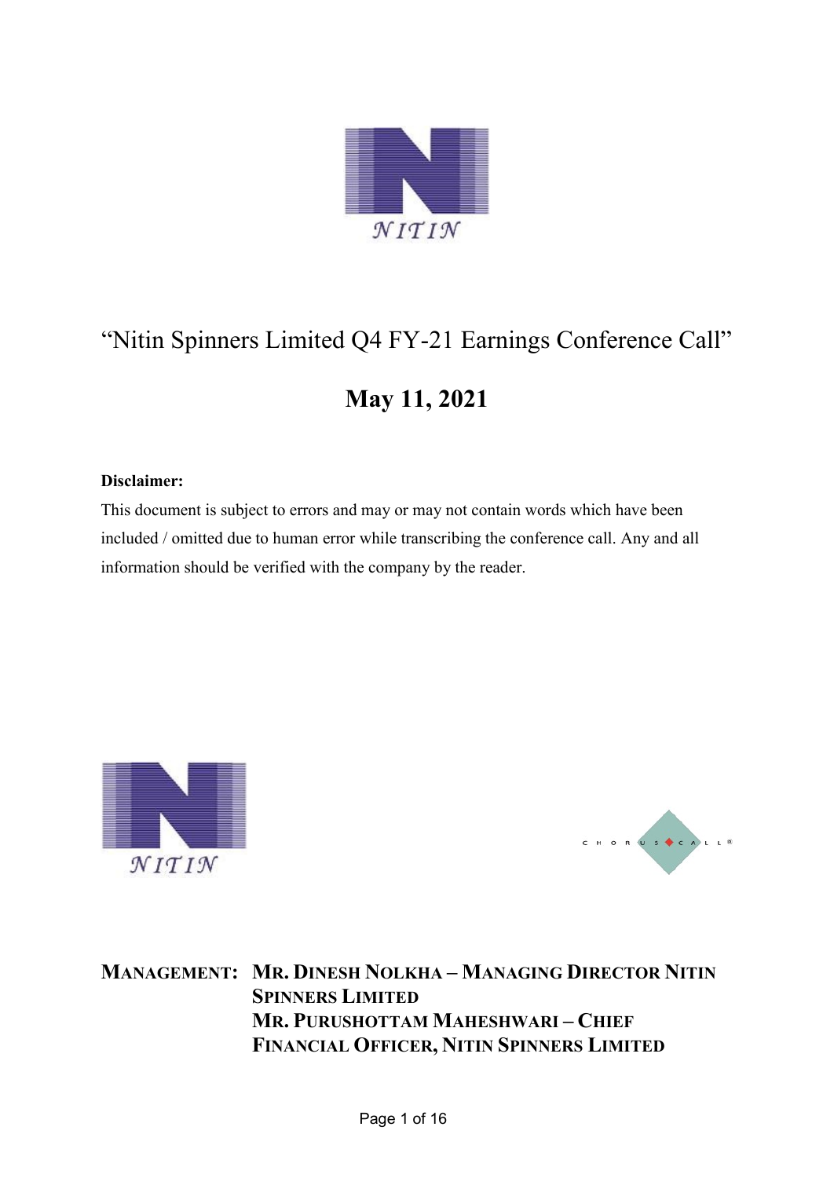# "Nitin Spinners Limited Q4 FY-21 Earnings Conference Call"

## May 11, 2021

**Disclaimer:**

This document is subject to errors and may or may not contain words which have been included / omitted due to human error while transcribing the conference call. Any and all information should be verified with the company by the reader.

**MANAGEMENT:** **MR. DINESH NOLKHA – MANAGING DIRECTOR NITIN SPINNERS LIMITED**
**MR. PURUSHOTTAM MAHESHWARI – CHIEF FINANCIAL OFFICER, NITIN SPINNERS LIMITED**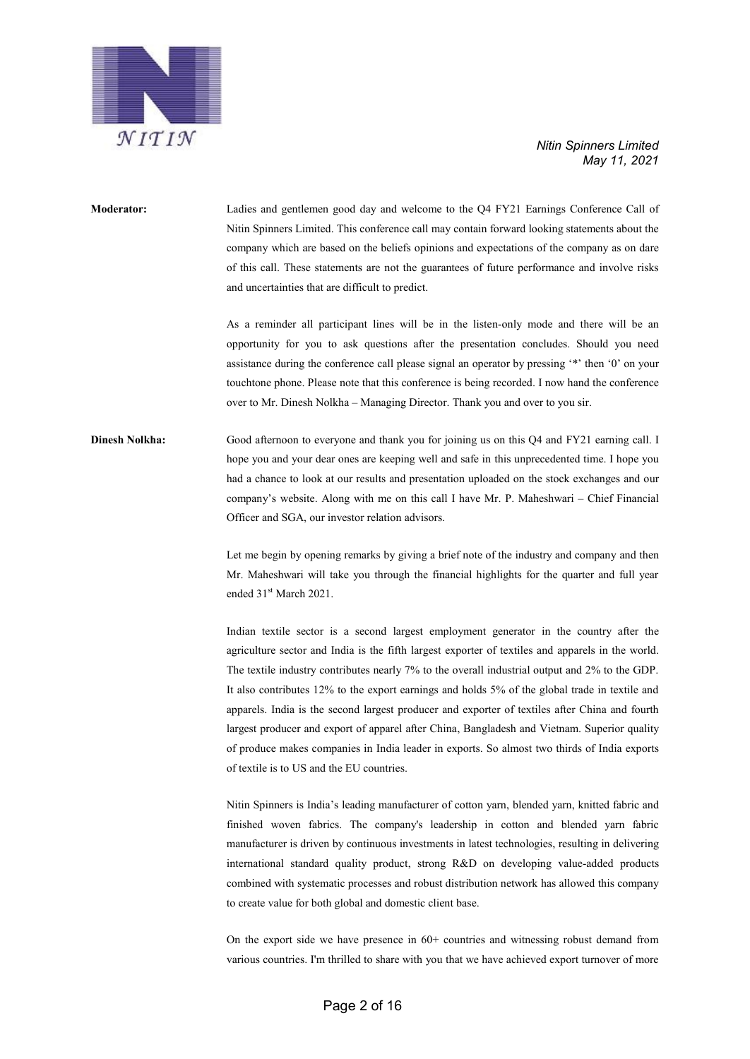**Moderator:** Ladies and gentlemen good day and welcome to the Q4 FY21 Earnings Conference Call of Nitin Spinners Limited. This conference call may contain forward looking statements about the company which are based on the beliefs opinions and expectations of the company as on dare of this call. These statements are not the guarantees of future performance and involve risks and uncertainties that are difficult to predict.

As a reminder all participant lines will be in the listen-only mode and there will be an opportunity for you to ask questions after the presentation concludes. Should you need assistance during the conference call please signal an operator by pressing '*' then '0' on your touchtone phone. Please note that this conference is being recorded. I now hand the conference over to Mr. Dinesh Nolkha – Managing Director. Thank you and over to you sir.

**Dinesh Nolkha:** Good afternoon to everyone and thank you for joining us on this Q4 and FY21 earning call. I hope you and your dear ones are keeping well and safe in this unprecedented time. I hope you had a chance to look at our results and presentation uploaded on the stock exchanges and our company's website. Along with me on this call I have Mr. P. Maheshwari – Chief Financial Officer and SGA, our investor relation advisors.

Let me begin by opening remarks by giving a brief note of the industry and company and then Mr. Maheshwari will take you through the financial highlights for the quarter and full year ended 31st March 2021.

Indian textile sector is a second largest employment generator in the country after the agriculture sector and India is the fifth largest exporter of textiles and apparels in the world. The textile industry contributes nearly 7% to the overall industrial output and 2% to the GDP. It also contributes 12% to the export earnings and holds 5% of the global trade in textile and apparels. India is the second largest producer and exporter of textiles after China and fourth largest producer and export of apparel after China, Bangladesh and Vietnam. Superior quality of produce makes companies in India leader in exports. So almost two thirds of India exports of textile is to US and the EU countries.

Nitin Spinners is India's leading manufacturer of cotton yarn, blended yarn, knitted fabric and finished woven fabrics. The company's leadership in cotton and blended yarn fabric manufacturer is driven by continuous investments in latest technologies, resulting in delivering international standard quality product, strong R&D on developing value-added products combined with systematic processes and robust distribution network has allowed this company to create value for both global and domestic client base.

On the export side we have presence in 60+ countries and witnessing robust demand from various countries. I'm thrilled to share with you that we have achieved export turnover of more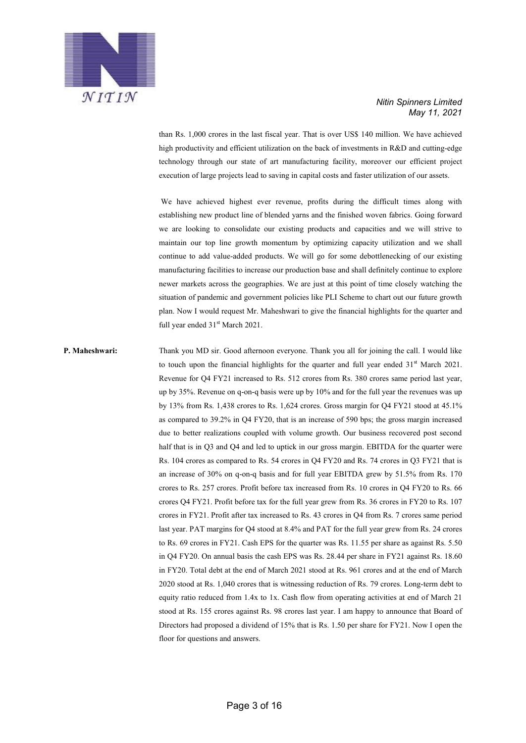than Rs. 1,000 crores in the last fiscal year. That is over US$ 140 million. We have achieved high productivity and efficient utilization on the back of investments in R&D and cutting-edge technology through our state of art manufacturing facility, moreover our efficient project execution of large projects lead to saving in capital costs and faster utilization of our assets.

We have achieved highest ever revenue, profits during the difficult times along with establishing new product line of blended yarns and the finished woven fabrics. Going forward we are looking to consolidate our existing products and capacities and we will strive to maintain our top line growth momentum by optimizing capacity utilization and we shall continue to add value-added products. We will go for some debottlenecking of our existing manufacturing facilities to increase our production base and shall definitely continue to explore newer markets across the geographies. We are just at this point of time closely watching the situation of pandemic and government policies like PLI Scheme to chart out our future growth plan. Now I would request Mr. Maheshwari to give the financial highlights for the quarter and full year ended 31st March 2021.

**P. Maheshwari:** Thank you MD sir. Good afternoon everyone. Thank you all for joining the call. I would like to touch upon the financial highlights for the quarter and full year ended 31st March 2021. Revenue for Q4 FY21 increased to Rs. 512 crores from Rs. 380 crores same period last year, up by 35%. Revenue on q-on-q basis were up by 10% and for the full year the revenues was up by 13% from Rs. 1,438 crores to Rs. 1,624 crores. Gross margin for Q4 FY21 stood at 45.1% as compared to 39.2% in Q4 FY20, that is an increase of 590 bps; the gross margin increased due to better realizations coupled with volume growth. Our business recovered post second half that is in Q3 and Q4 and led to uptick in our gross margin. EBITDA for the quarter were Rs. 104 crores as compared to Rs. 54 crores in Q4 FY20 and Rs. 74 crores in Q3 FY21 that is an increase of 30% on q-on-q basis and for full year EBITDA grew by 51.5% from Rs. 170 crores to Rs. 257 crores. Profit before tax increased from Rs. 10 crores in Q4 FY20 to Rs. 66 crores Q4 FY21. Profit before tax for the full year grew from Rs. 36 crores in FY20 to Rs. 107 crores in FY21. Profit after tax increased to Rs. 43 crores in Q4 from Rs. 7 crores same period last year. PAT margins for Q4 stood at 8.4% and PAT for the full year grew from Rs. 24 crores to Rs. 69 crores in FY21. Cash EPS for the quarter was Rs. 11.55 per share as against Rs. 5.50 in Q4 FY20. On annual basis the cash EPS was Rs. 28.44 per share in FY21 against Rs. 18.60 in FY20. Total debt at the end of March 2021 stood at Rs. 961 crores and at the end of March 2020 stood at Rs. 1,040 crores that is witnessing reduction of Rs. 79 crores. Long-term debt to equity ratio reduced from 1.4x to 1x. Cash flow from operating activities at end of March 21 stood at Rs. 155 crores against Rs. 98 crores last year. I am happy to announce that Board of Directors had proposed a dividend of 15% that is Rs. 1.50 per share for FY21. Now I open the floor for questions and answers.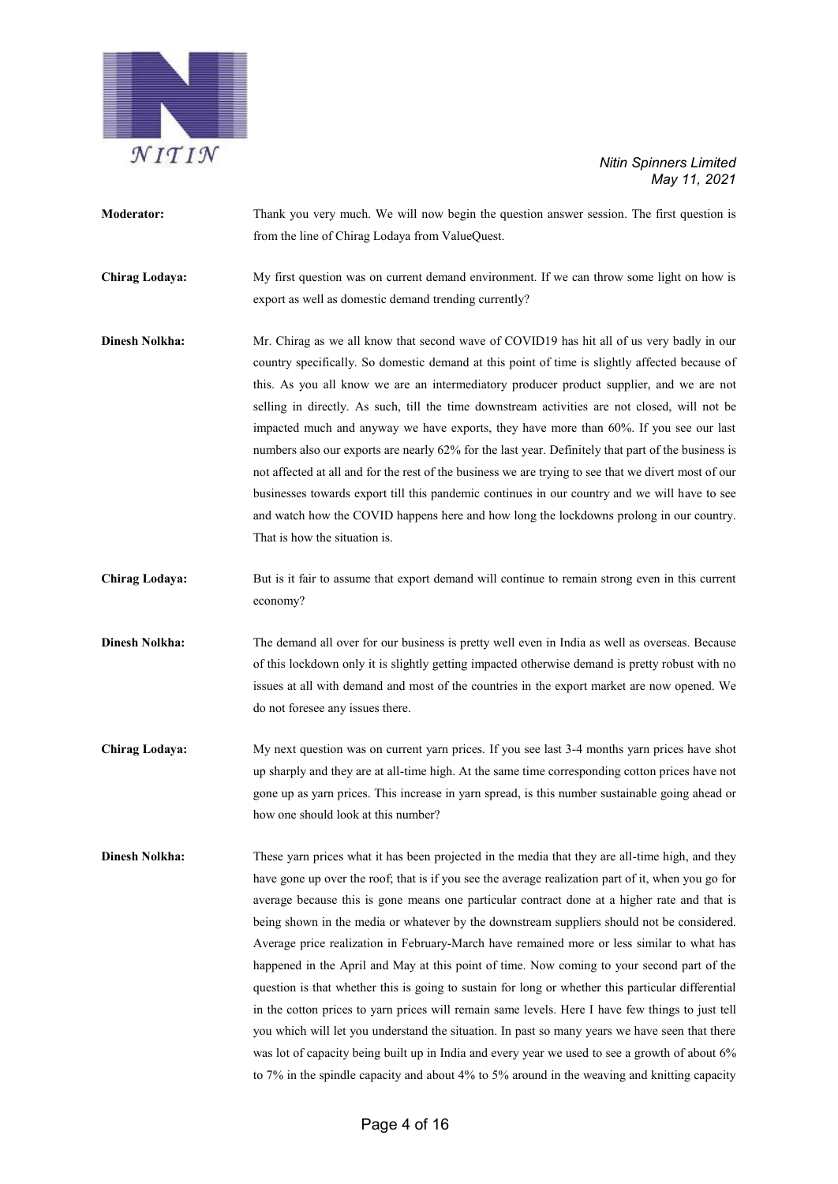**Moderator:** Thank you very much. We will now begin the question answer session. The first question is from the line of Chirag Lodaya from ValueQuest.

**Chirag Lodaya:** My first question was on current demand environment. If we can throw some light on how is export as well as domestic demand trending currently?

**Dinesh Nolkha:** Mr. Chirag as we all know that second wave of COVID19 has hit all of us very badly in our country specifically. So domestic demand at this point of time is slightly affected because of this. As you all know we are an intermediatory producer product supplier, and we are not selling in directly. As such, till the time downstream activities are not closed, will not be impacted much and anyway we have exports, they have more than 60%. If you see our last numbers also our exports are nearly 62% for the last year. Definitely that part of the business is not affected at all and for the rest of the business we are trying to see that we divert most of our businesses towards export till this pandemic continues in our country and we will have to see and watch how the COVID happens here and how long the lockdowns prolong in our country. That is how the situation is.

**Chirag Lodaya:** But is it fair to assume that export demand will continue to remain strong even in this current economy?

**Dinesh Nolkha:** The demand all over for our business is pretty well even in India as well as overseas. Because of this lockdown only it is slightly getting impacted otherwise demand is pretty robust with no issues at all with demand and most of the countries in the export market are now opened. We do not foresee any issues there.

**Chirag Lodaya:** My next question was on current yarn prices. If you see last 3-4 months yarn prices have shot up sharply and they are at all-time high. At the same time corresponding cotton prices have not gone up as yarn prices. This increase in yarn spread, is this number sustainable going ahead or how one should look at this number?

**Dinesh Nolkha:** These yarn prices what it has been projected in the media that they are all-time high, and they have gone up over the roof; that is if you see the average realization part of it, when you go for average because this is gone means one particular contract done at a higher rate and that is being shown in the media or whatever by the downstream suppliers should not be considered. Average price realization in February-March have remained more or less similar to what has happened in the April and May at this point of time. Now coming to your second part of the question is that whether this is going to sustain for long or whether this particular differential in the cotton prices to yarn prices will remain same levels. Here I have few things to just tell you which will let you understand the situation. In past so many years we have seen that there was lot of capacity being built up in India and every year we used to see a growth of about 6% to 7% in the spindle capacity and about 4% to 5% around in the weaving and knitting capacity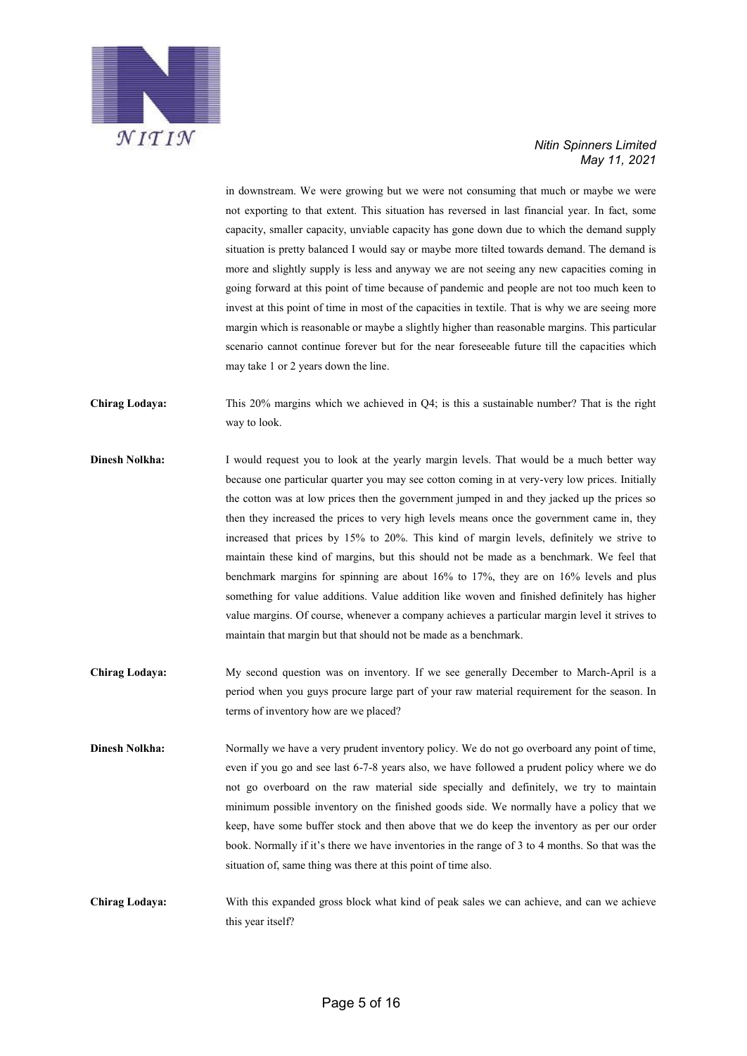in downstream. We were growing but we were not consuming that much or maybe we were not exporting to that extent. This situation has reversed in last financial year. In fact, some capacity, smaller capacity, unviable capacity has gone down due to which the demand supply situation is pretty balanced I would say or maybe more tilted towards demand. The demand is more and slightly supply is less and anyway we are not seeing any new capacities coming in going forward at this point of time because of pandemic and people are not too much keen to invest at this point of time in most of the capacities in textile. That is why we are seeing more margin which is reasonable or maybe a slightly higher than reasonable margins. This particular scenario cannot continue forever but for the near foreseeable future till the capacities which may take 1 or 2 years down the line.

**Chirag Lodaya:** This 20% margins which we achieved in Q4; is this a sustainable number? That is the right way to look.

**Dinesh Nolkha:** I would request you to look at the yearly margin levels. That would be a much better way because one particular quarter you may see cotton coming in at very-very low prices. Initially the cotton was at low prices then the government jumped in and they jacked up the prices so then they increased the prices to very high levels means once the government came in, they increased that prices by 15% to 20%. This kind of margin levels, definitely we strive to maintain these kind of margins, but this should not be made as a benchmark. We feel that benchmark margins for spinning are about 16% to 17%, they are on 16% levels and plus something for value additions. Value addition like woven and finished definitely has higher value margins. Of course, whenever a company achieves a particular margin level it strives to maintain that margin but that should not be made as a benchmark.

**Chirag Lodaya:** My second question was on inventory. If we see generally December to March-April is a period when you guys procure large part of your raw material requirement for the season. In terms of inventory how are we placed?

**Dinesh Nolkha:** Normally we have a very prudent inventory policy. We do not go overboard any point of time, even if you go and see last 6-7-8 years also, we have followed a prudent policy where we do not go overboard on the raw material side specially and definitely, we try to maintain minimum possible inventory on the finished goods side. We normally have a policy that we keep, have some buffer stock and then above that we do keep the inventory as per our order book. Normally if it's there we have inventories in the range of 3 to 4 months. So that was the situation of, same thing was there at this point of time also.

**Chirag Lodaya:** With this expanded gross block what kind of peak sales we can achieve, and can we achieve this year itself?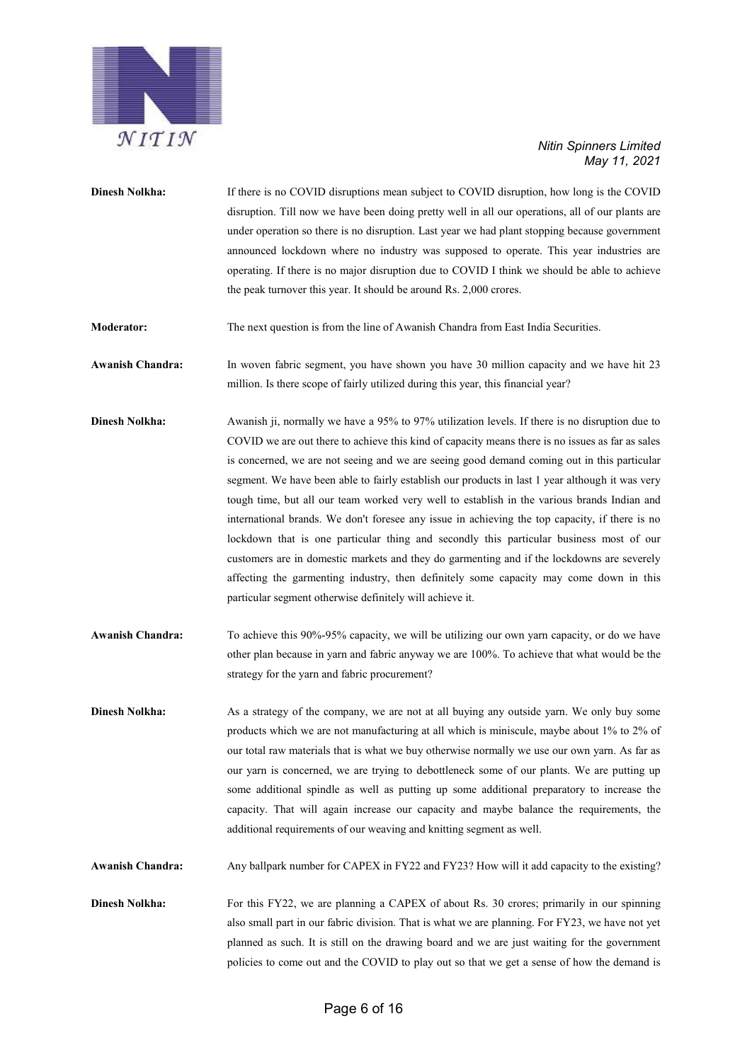**Dinesh Nolkha:** If there is no COVID disruptions mean subject to COVID disruption, how long is the COVID disruption. Till now we have been doing pretty well in all our operations, all of our plants are under operation so there is no disruption. Last year we had plant stopping because government announced lockdown where no industry was supposed to operate. This year industries are operating. If there is no major disruption due to COVID I think we should be able to achieve the peak turnover this year. It should be around Rs. 2,000 crores.

**Moderator:** The next question is from the line of Awanish Chandra from East India Securities.

**Awanish Chandra:** In woven fabric segment, you have shown you have 30 million capacity and we have hit 23 million. Is there scope of fairly utilized during this year, this financial year?

**Dinesh Nolkha:** Awanish ji, normally we have a 95% to 97% utilization levels. If there is no disruption due to COVID we are out there to achieve this kind of capacity means there is no issues as far as sales is concerned, we are not seeing and we are seeing good demand coming out in this particular segment. We have been able to fairly establish our products in last 1 year although it was very tough time, but all our team worked very well to establish in the various brands Indian and international brands. We don't foresee any issue in achieving the top capacity, if there is no lockdown that is one particular thing and secondly this particular business most of our customers are in domestic markets and they do garmenting and if the lockdowns are severely affecting the garmenting industry, then definitely some capacity may come down in this particular segment otherwise definitely will achieve it.

**Awanish Chandra:** To achieve this 90%-95% capacity, we will be utilizing our own yarn capacity, or do we have other plan because in yarn and fabric anyway we are 100%. To achieve that what would be the strategy for the yarn and fabric procurement?

**Dinesh Nolkha:** As a strategy of the company, we are not at all buying any outside yarn. We only buy some products which we are not manufacturing at all which is miniscule, maybe about 1% to 2% of our total raw materials that is what we buy otherwise normally we use our own yarn. As far as our yarn is concerned, we are trying to debottleneck some of our plants. We are putting up some additional spindle as well as putting up some additional preparatory to increase the capacity. That will again increase our capacity and maybe balance the requirements, the additional requirements of our weaving and knitting segment as well.

**Awanish Chandra:** Any ballpark number for CAPEX in FY22 and FY23? How will it add capacity to the existing?

**Dinesh Nolkha:** For this FY22, we are planning a CAPEX of about Rs. 30 crores; primarily in our spinning also small part in our fabric division. That is what we are planning. For FY23, we have not yet planned as such. It is still on the drawing board and we are just waiting for the government policies to come out and the COVID to play out so that we get a sense of how the demand is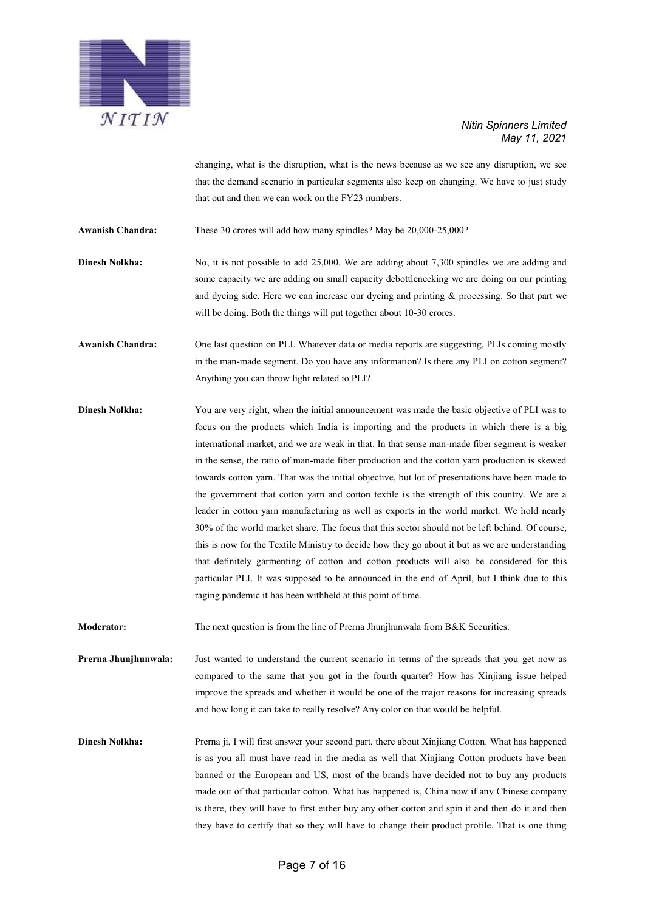changing, what is the disruption, what is the news because as we see any disruption, we see that the demand scenario in particular segments also keep on changing. We have to just study that out and then we can work on the FY23 numbers.

**Awanish Chandra:** These 30 crores will add how many spindles? May be 20,000-25,000?

**Dinesh Nolkha:** No, it is not possible to add 25,000. We are adding about 7,300 spindles we are adding and some capacity we are adding on small capacity debottlenecking we are doing on our printing and dyeing side. Here we can increase our dyeing and printing & processing. So that part we will be doing. Both the things will put together about 10-30 crores.

**Awanish Chandra:** One last question on PLI. Whatever data or media reports are suggesting, PLIs coming mostly in the man-made segment. Do you have any information? Is there any PLI on cotton segment? Anything you can throw light related to PLI?

**Dinesh Nolkha:** You are very right, when the initial announcement was made the basic objective of PLI was to focus on the products which India is importing and the products in which there is a big international market, and we are weak in that. In that sense man-made fiber segment is weaker in the sense, the ratio of man-made fiber production and the cotton yarn production is skewed towards cotton yarn. That was the initial objective, but lot of presentations have been made to the government that cotton yarn and cotton textile is the strength of this country. We are a leader in cotton yarn manufacturing as well as exports in the world market. We hold nearly 30% of the world market share. The focus that this sector should not be left behind. Of course, this is now for the Textile Ministry to decide how they go about it but as we are understanding that definitely garmenting of cotton and cotton products will also be considered for this particular PLI. It was supposed to be announced in the end of April, but I think due to this raging pandemic it has been withheld at this point of time.

**Moderator:** The next question is from the line of Prerna Jhunjhunwala from B&K Securities.

**Prerna Jhunjhunwala:** Just wanted to understand the current scenario in terms of the spreads that you get now as compared to the same that you got in the fourth quarter? How has Xinjiang issue helped improve the spreads and whether it would be one of the major reasons for increasing spreads and how long it can take to really resolve? Any color on that would be helpful.

**Dinesh Nolkha:** Prerna ji, I will first answer your second part, there about Xinjiang Cotton. What has happened is as you all must have read in the media as well that Xinjiang Cotton products have been banned or the European and US, most of the brands have decided not to buy any products made out of that particular cotton. What has happened is, China now if any Chinese company is there, they will have to first either buy any other cotton and spin it and then do it and then they have to certify that so they will have to change their product profile. That is one thing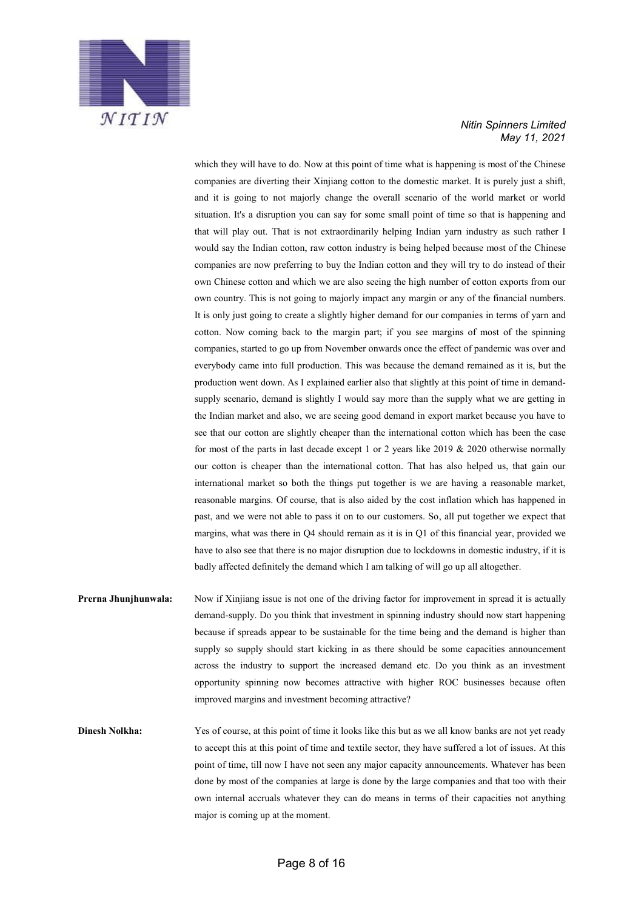which they will have to do. Now at this point of time what is happening is most of the Chinese companies are diverting their Xinjiang cotton to the domestic market. It is purely just a shift, and it is going to not majorly change the overall scenario of the world market or world situation. It's a disruption you can say for some small point of time so that is happening and that will play out. That is not extraordinarily helping Indian yarn industry as such rather I would say the Indian cotton, raw cotton industry is being helped because most of the Chinese companies are now preferring to buy the Indian cotton and they will try to do instead of their own Chinese cotton and which we are also seeing the high number of cotton exports from our own country. This is not going to majorly impact any margin or any of the financial numbers. It is only just going to create a slightly higher demand for our companies in terms of yarn and cotton. Now coming back to the margin part; if you see margins of most of the spinning companies, started to go up from November onwards once the effect of pandemic was over and everybody came into full production. This was because the demand remained as it is, but the production went down. As I explained earlier also that slightly at this point of time in demand-supply scenario, demand is slightly I would say more than the supply what we are getting in the Indian market and also, we are seeing good demand in export market because you have to see that our cotton are slightly cheaper than the international cotton which has been the case for most of the parts in last decade except 1 or 2 years like 2019 & 2020 otherwise normally our cotton is cheaper than the international cotton. That has also helped us, that gain our international market so both the things put together is we are having a reasonable market, reasonable margins. Of course, that is also aided by the cost inflation which has happened in past, and we were not able to pass it on to our customers. So, all put together we expect that margins, what was there in Q4 should remain as it is in Q1 of this financial year, provided we have to also see that there is no major disruption due to lockdowns in domestic industry, if it is badly affected definitely the demand which I am talking of will go up all altogether.

**Prerna Jhunjhunwala:** Now if Xinjiang issue is not one of the driving factor for improvement in spread it is actually demand-supply. Do you think that investment in spinning industry should now start happening because if spreads appear to be sustainable for the time being and the demand is higher than supply so supply should start kicking in as there should be some capacities announcement across the industry to support the increased demand etc. Do you think as an investment opportunity spinning now becomes attractive with higher ROC businesses because often improved margins and investment becoming attractive?

**Dinesh Nolkha:** Yes of course, at this point of time it looks like this but as we all know banks are not yet ready to accept this at this point of time and textile sector, they have suffered a lot of issues. At this point of time, till now I have not seen any major capacity announcements. Whatever has been done by most of the companies at large is done by the large companies and that too with their own internal accruals whatever they can do means in terms of their capacities not anything major is coming up at the moment.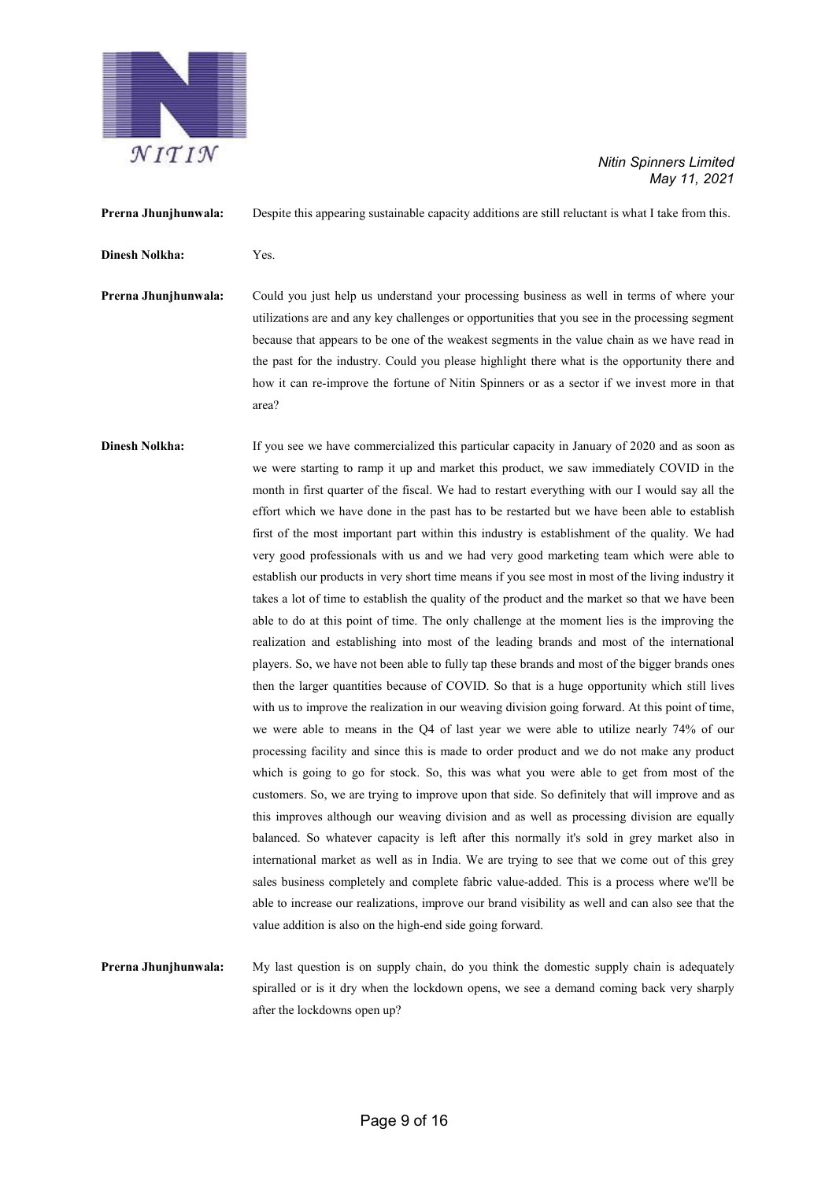**Prerna Jhunjhunwala:** Despite this appearing sustainable capacity additions are still reluctant is what I take from this.

**Dinesh Nolkha:** Yes.

**Prerna Jhunjhunwala:** Could you just help us understand your processing business as well in terms of where your utilizations are and any key challenges or opportunities that you see in the processing segment because that appears to be one of the weakest segments in the value chain as we have read in the past for the industry. Could you please highlight there what is the opportunity there and how it can re-improve the fortune of Nitin Spinners or as a sector if we invest more in that area?

**Dinesh Nolkha:** If you see we have commercialized this particular capacity in January of 2020 and as soon as we were starting to ramp it up and market this product, we saw immediately COVID in the month in first quarter of the fiscal. We had to restart everything with our I would say all the effort which we have done in the past has to be restarted but we have been able to establish first of the most important part within this industry is establishment of the quality. We had very good professionals with us and we had very good marketing team which were able to establish our products in very short time means if you see most in most of the living industry it takes a lot of time to establish the quality of the product and the market so that we have been able to do at this point of time. The only challenge at the moment lies is the improving the realization and establishing into most of the leading brands and most of the international players. So, we have not been able to fully tap these brands and most of the bigger brands ones then the larger quantities because of COVID. So that is a huge opportunity which still lives with us to improve the realization in our weaving division going forward. At this point of time, we were able to means in the Q4 of last year we were able to utilize nearly 74% of our processing facility and since this is made to order product and we do not make any product which is going to go for stock. So, this was what you were able to get from most of the customers. So, we are trying to improve upon that side. So definitely that will improve and as this improves although our weaving division and as well as processing division are equally balanced. So whatever capacity is left after this normally it's sold in grey market also in international market as well as in India. We are trying to see that we come out of this grey sales business completely and complete fabric value-added. This is a process where we'll be able to increase our realizations, improve our brand visibility as well and can also see that the value addition is also on the high-end side going forward.

**Prerna Jhunjhunwala:** My last question is on supply chain, do you think the domestic supply chain is adequately spiralled or is it dry when the lockdown opens, we see a demand coming back very sharply after the lockdowns open up?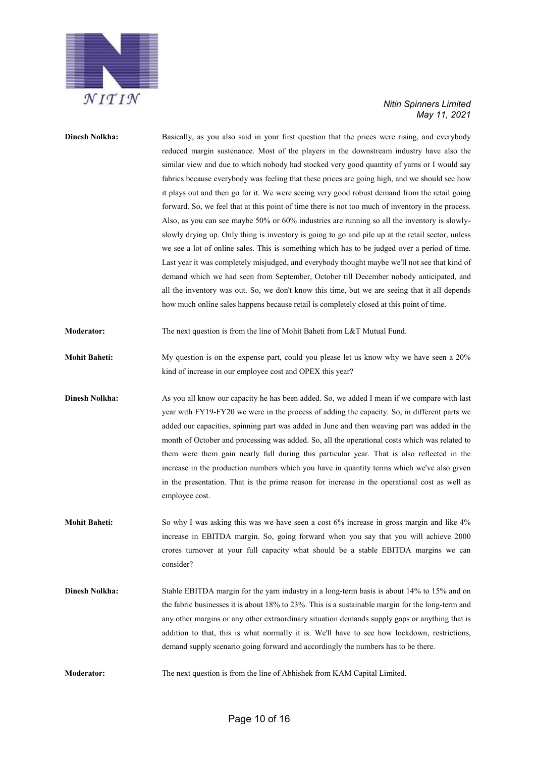**Dinesh Nolkha:** Basically, as you also said in your first question that the prices were rising, and everybody reduced margin sustenance. Most of the players in the downstream industry have also the similar view and due to which nobody had stocked very good quantity of yarns or I would say fabrics because everybody was feeling that these prices are going high, and we should see how it plays out and then go for it. We were seeing very good robust demand from the retail going forward. So, we feel that at this point of time there is not too much of inventory in the process. Also, as you can see maybe 50% or 60% industries are running so all the inventory is slowly-slowly drying up. Only thing is inventory is going to go and pile up at the retail sector, unless we see a lot of online sales. This is something which has to be judged over a period of time. Last year it was completely misjudged, and everybody thought maybe we'll not see that kind of demand which we had seen from September, October till December nobody anticipated, and all the inventory was out. So, we don't know this time, but we are seeing that it all depends how much online sales happens because retail is completely closed at this point of time.

**Moderator:** The next question is from the line of Mohit Baheti from L&T Mutual Fund.

**Mohit Baheti:** My question is on the expense part, could you please let us know why we have seen a 20% kind of increase in our employee cost and OPEX this year?

**Dinesh Nolkha:** As you all know our capacity he has been added. So, we added I mean if we compare with last year with FY19-FY20 we were in the process of adding the capacity. So, in different parts we added our capacities, spinning part was added in June and then weaving part was added in the month of October and processing was added. So, all the operational costs which was related to them were them gain nearly full during this particular year. That is also reflected in the increase in the production numbers which you have in quantity terms which we've also given in the presentation. That is the prime reason for increase in the operational cost as well as employee cost.

**Mohit Baheti:** So why I was asking this was we have seen a cost 6% increase in gross margin and like 4% increase in EBITDA margin. So, going forward when you say that you will achieve 2000 crores turnover at your full capacity what should be a stable EBITDA margins we can consider?

**Dinesh Nolkha:** Stable EBITDA margin for the yarn industry in a long-term basis is about 14% to 15% and on the fabric businesses it is about 18% to 23%. This is a sustainable margin for the long-term and any other margins or any other extraordinary situation demands supply gaps or anything that is addition to that, this is what normally it is. We'll have to see how lockdown, restrictions, demand supply scenario going forward and accordingly the numbers has to be there.

**Moderator:** The next question is from the line of Abhishek from KAM Capital Limited.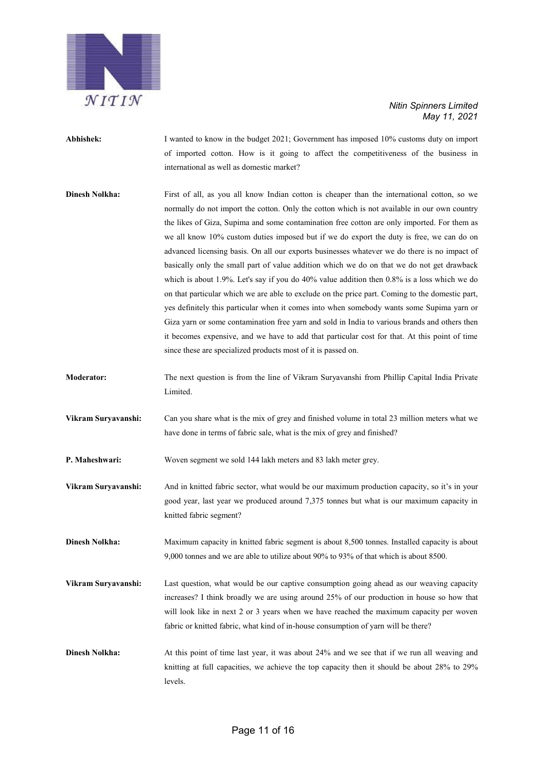**Abhishek:** I wanted to know in the budget 2021; Government has imposed 10% customs duty on import of imported cotton. How is it going to affect the competitiveness of the business in international as well as domestic market?

**Dinesh Nolkha:** First of all, as you all know Indian cotton is cheaper than the international cotton, so we normally do not import the cotton. Only the cotton which is not available in our own country the likes of Giza, Supima and some contamination free cotton are only imported. For them as we all know 10% custom duties imposed but if we do export the duty is free, we can do on advanced licensing basis. On all our exports businesses whatever we do there is no impact of basically only the small part of value addition which we do on that we do not get drawback which is about 1.9%. Let's say if you do 40% value addition then 0.8% is a loss which we do on that particular which we are able to exclude on the price part. Coming to the domestic part, yes definitely this particular when it comes into when somebody wants some Supima yarn or Giza yarn or some contamination free yarn and sold in India to various brands and others then it becomes expensive, and we have to add that particular cost for that. At this point of time since these are specialized products most of it is passed on.

**Moderator:** The next question is from the line of Vikram Suryavanshi from Phillip Capital India Private Limited.

**Vikram Suryavanshi:** Can you share what is the mix of grey and finished volume in total 23 million meters what we have done in terms of fabric sale, what is the mix of grey and finished?

**P. Maheshwari:** Woven segment we sold 144 lakh meters and 83 lakh meter grey.

**Vikram Suryavanshi:** And in knitted fabric sector, what would be our maximum production capacity, so it's in your good year, last year we produced around 7,375 tonnes but what is our maximum capacity in knitted fabric segment?

**Dinesh Nolkha:** Maximum capacity in knitted fabric segment is about 8,500 tonnes. Installed capacity is about 9,000 tonnes and we are able to utilize about 90% to 93% of that which is about 8500.

**Vikram Suryavanshi:** Last question, what would be our captive consumption going ahead as our weaving capacity increases? I think broadly we are using around 25% of our production in house so how that will look like in next 2 or 3 years when we have reached the maximum capacity per woven fabric or knitted fabric, what kind of in-house consumption of yarn will be there?

**Dinesh Nolkha:** At this point of time last year, it was about 24% and we see that if we run all weaving and knitting at full capacities, we achieve the top capacity then it should be about 28% to 29% levels.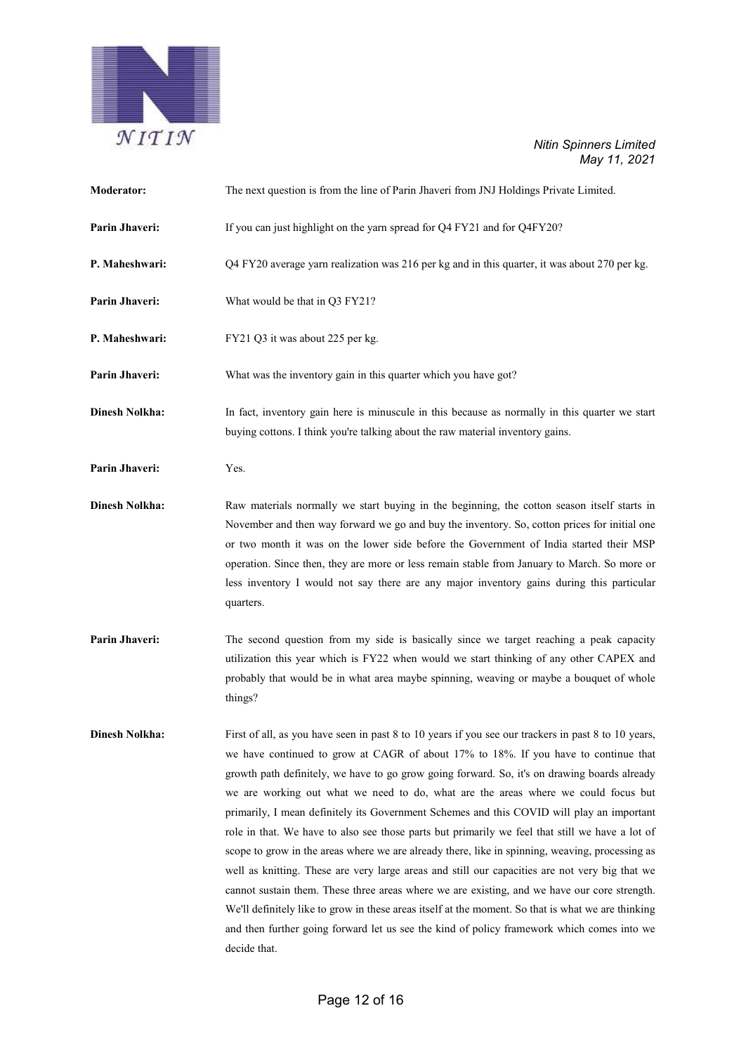**Moderator:** The next question is from the line of Parin Jhaveri from JNJ Holdings Private Limited.

**Parin Jhaveri:** If you can just highlight on the yarn spread for Q4 FY21 and for Q4FY20?

**P. Maheshwari:** Q4 FY20 average yarn realization was 216 per kg and in this quarter, it was about 270 per kg.

**Parin Jhaveri:** What would be that in Q3 FY21?

**P. Maheshwari:** FY21 Q3 it was about 225 per kg.

**Parin Jhaveri:** What was the inventory gain in this quarter which you have got?

**Dinesh Nolkha:** In fact, inventory gain here is minuscule in this because as normally in this quarter we start buying cottons. I think you're talking about the raw material inventory gains.

**Parin Jhaveri:** Yes.

**Dinesh Nolkha:** Raw materials normally we start buying in the beginning, the cotton season itself starts in November and then way forward we go and buy the inventory. So, cotton prices for initial one or two month it was on the lower side before the Government of India started their MSP operation. Since then, they are more or less remain stable from January to March. So more or less inventory I would not say there are any major inventory gains during this particular quarters.

**Parin Jhaveri:** The second question from my side is basically since we target reaching a peak capacity utilization this year which is FY22 when would we start thinking of any other CAPEX and probably that would be in what area maybe spinning, weaving or maybe a bouquet of whole things?

**Dinesh Nolkha:** First of all, as you have seen in past 8 to 10 years if you see our trackers in past 8 to 10 years, we have continued to grow at CAGR of about 17% to 18%. If you have to continue that growth path definitely, we have to go grow going forward. So, it's on drawing boards already we are working out what we need to do, what are the areas where we could focus but primarily, I mean definitely its Government Schemes and this COVID will play an important role in that. We have to also see those parts but primarily we feel that still we have a lot of scope to grow in the areas where we are already there, like in spinning, weaving, processing as well as knitting. These are very large areas and still our capacities are not very big that we cannot sustain them. These three areas where we are existing, and we have our core strength. We'll definitely like to grow in these areas itself at the moment. So that is what we are thinking and then further going forward let us see the kind of policy framework which comes into we decide that.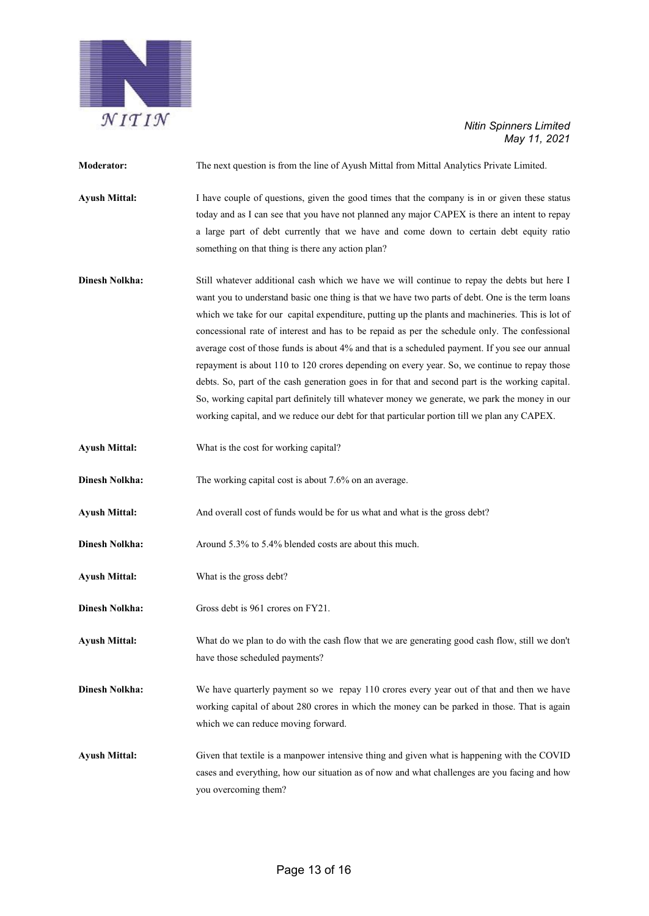**Moderator:** The next question is from the line of Ayush Mittal from Mittal Analytics Private Limited.

**Ayush Mittal:** I have couple of questions, given the good times that the company is in or given these status today and as I can see that you have not planned any major CAPEX is there an intent to repay a large part of debt currently that we have and come down to certain debt equity ratio something on that thing is there any action plan?

**Dinesh Nolkha:** Still whatever additional cash which we have we will continue to repay the debts but here I want you to understand basic one thing is that we have two parts of debt. One is the term loans which we take for our capital expenditure, putting up the plants and machineries. This is lot of concessional rate of interest and has to be repaid as per the schedule only. The confessional average cost of those funds is about 4% and that is a scheduled payment. If you see our annual repayment is about 110 to 120 crores depending on every year. So, we continue to repay those debts. So, part of the cash generation goes in for that and second part is the working capital. So, working capital part definitely till whatever money we generate, we park the money in our working capital, and we reduce our debt for that particular portion till we plan any CAPEX.

**Ayush Mittal:** What is the cost for working capital?

**Dinesh Nolkha:** The working capital cost is about 7.6% on an average.

**Ayush Mittal:** And overall cost of funds would be for us what and what is the gross debt?

**Dinesh Nolkha:** Around 5.3% to 5.4% blended costs are about this much.

**Ayush Mittal:** What is the gross debt?

**Dinesh Nolkha:** Gross debt is 961 crores on FY21.

**Ayush Mittal:** What do we plan to do with the cash flow that we are generating good cash flow, still we don't have those scheduled payments?

**Dinesh Nolkha:** We have quarterly payment so we repay 110 crores every year out of that and then we have working capital of about 280 crores in which the money can be parked in those. That is again which we can reduce moving forward.

**Ayush Mittal:** Given that textile is a manpower intensive thing and given what is happening with the COVID cases and everything, how our situation as of now and what challenges are you facing and how you overcoming them?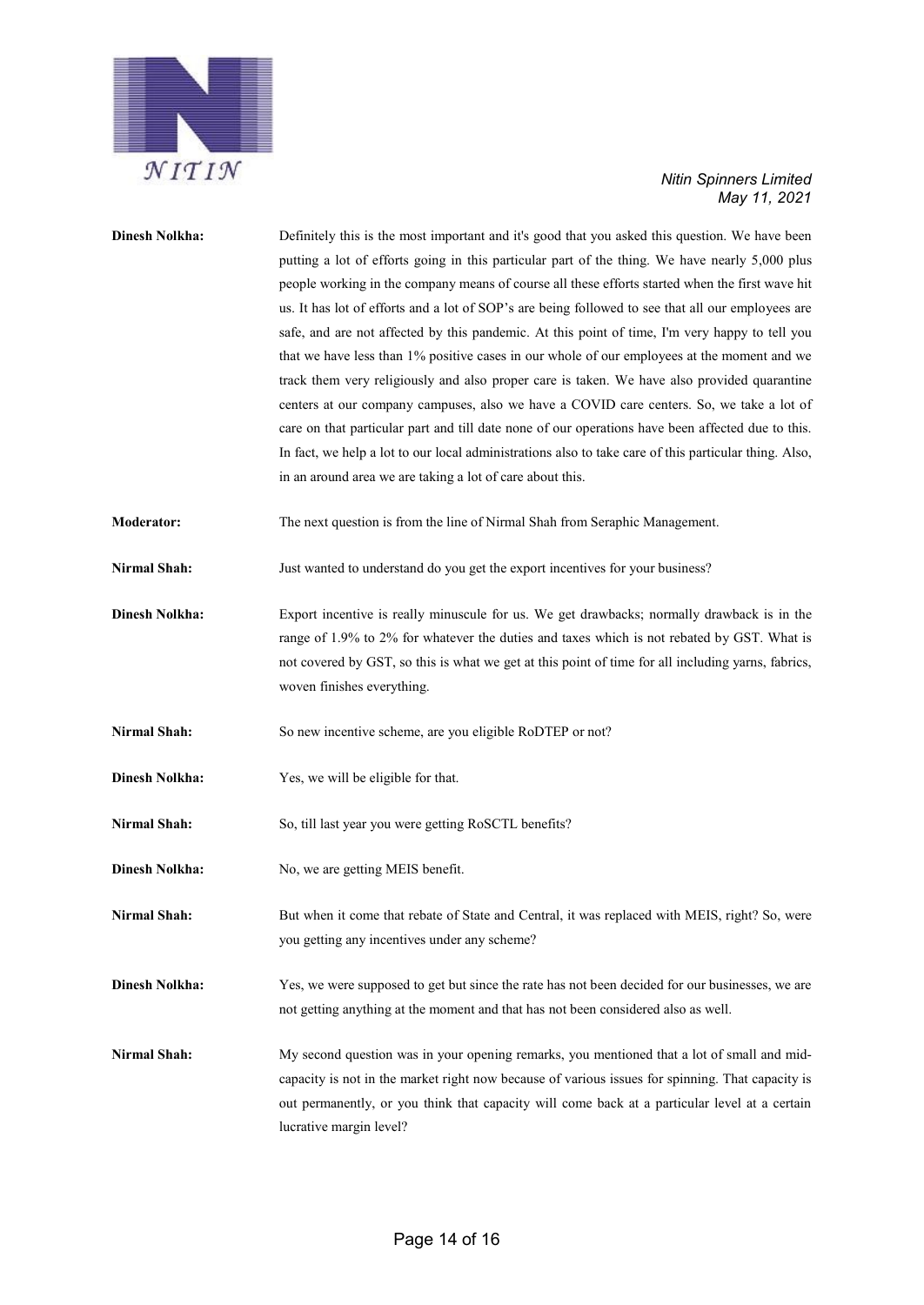**Dinesh Nolkha:** Definitely this is the most important and it's good that you asked this question. We have been putting a lot of efforts going in this particular part of the thing. We have nearly 5,000 plus people working in the company means of course all these efforts started when the first wave hit us. It has lot of efforts and a lot of SOP's are being followed to see that all our employees are safe, and are not affected by this pandemic. At this point of time, I'm very happy to tell you that we have less than 1% positive cases in our whole of our employees at the moment and we track them very religiously and also proper care is taken. We have also provided quarantine centers at our company campuses, also we have a COVID care centers. So, we take a lot of care on that particular part and till date none of our operations have been affected due to this. In fact, we help a lot to our local administrations also to take care of this particular thing. Also, in an around area we are taking a lot of care about this.

**Moderator:** The next question is from the line of Nirmal Shah from Seraphic Management.

**Nirmal Shah:** Just wanted to understand do you get the export incentives for your business?

**Dinesh Nolkha:** Export incentive is really minuscule for us. We get drawbacks; normally drawback is in the range of 1.9% to 2% for whatever the duties and taxes which is not rebated by GST. What is not covered by GST, so this is what we get at this point of time for all including yarns, fabrics, woven finishes everything.

**Nirmal Shah:** So new incentive scheme, are you eligible RoDTEP or not?

**Dinesh Nolkha:** Yes, we will be eligible for that.

**Nirmal Shah:** So, till last year you were getting RoSCTL benefits?

**Dinesh Nolkha:** No, we are getting MEIS benefit.

**Nirmal Shah:** But when it come that rebate of State and Central, it was replaced with MEIS, right? So, were you getting any incentives under any scheme?

**Dinesh Nolkha:** Yes, we were supposed to get but since the rate has not been decided for our businesses, we are not getting anything at the moment and that has not been considered also as well.

**Nirmal Shah:** My second question was in your opening remarks, you mentioned that a lot of small and mid-capacity is not in the market right now because of various issues for spinning. That capacity is out permanently, or you think that capacity will come back at a particular level at a certain lucrative margin level?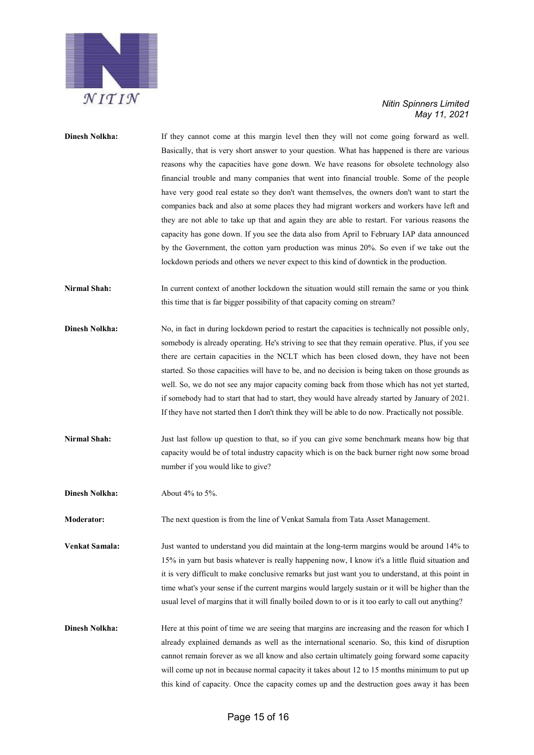**Dinesh Nolkha:** If they cannot come at this margin level then they will not come going forward as well. Basically, that is very short answer to your question. What has happened is there are various reasons why the capacities have gone down. We have reasons for obsolete technology also financial trouble and many companies that went into financial trouble. Some of the people have very good real estate so they don't want themselves, the owners don't want to start the companies back and also at some places they had migrant workers and workers have left and they are not able to take up that and again they are able to restart. For various reasons the capacity has gone down. If you see the data also from April to February IAP data announced by the Government, the cotton yarn production was minus 20%. So even if we take out the lockdown periods and others we never expect to this kind of downtick in the production.

**Nirmal Shah:** In current context of another lockdown the situation would still remain the same or you think this time that is far bigger possibility of that capacity coming on stream?

**Dinesh Nolkha:** No, in fact in during lockdown period to restart the capacities is technically not possible only, somebody is already operating. He's striving to see that they remain operative. Plus, if you see there are certain capacities in the NCLT which has been closed down, they have not been started. So those capacities will have to be, and no decision is being taken on those grounds as well. So, we do not see any major capacity coming back from those which has not yet started, if somebody had to start that had to start, they would have already started by January of 2021. If they have not started then I don't think they will be able to do now. Practically not possible.

**Nirmal Shah:** Just last follow up question to that, so if you can give some benchmark means how big that capacity would be of total industry capacity which is on the back burner right now some broad number if you would like to give?

**Dinesh Nolkha:** About 4% to 5%.

**Moderator:** The next question is from the line of Venkat Samala from Tata Asset Management.

**Venkat Samala:** Just wanted to understand you did maintain at the long-term margins would be around 14% to 15% in yarn but basis whatever is really happening now, I know it's a little fluid situation and it is very difficult to make conclusive remarks but just want you to understand, at this point in time what's your sense if the current margins would largely sustain or it will be higher than the usual level of margins that it will finally boiled down to or is it too early to call out anything?

**Dinesh Nolkha:** Here at this point of time we are seeing that margins are increasing and the reason for which I already explained demands as well as the international scenario. So, this kind of disruption cannot remain forever as we all know and also certain ultimately going forward some capacity will come up not in because normal capacity it takes about 12 to 15 months minimum to put up this kind of capacity. Once the capacity comes up and the destruction goes away it has been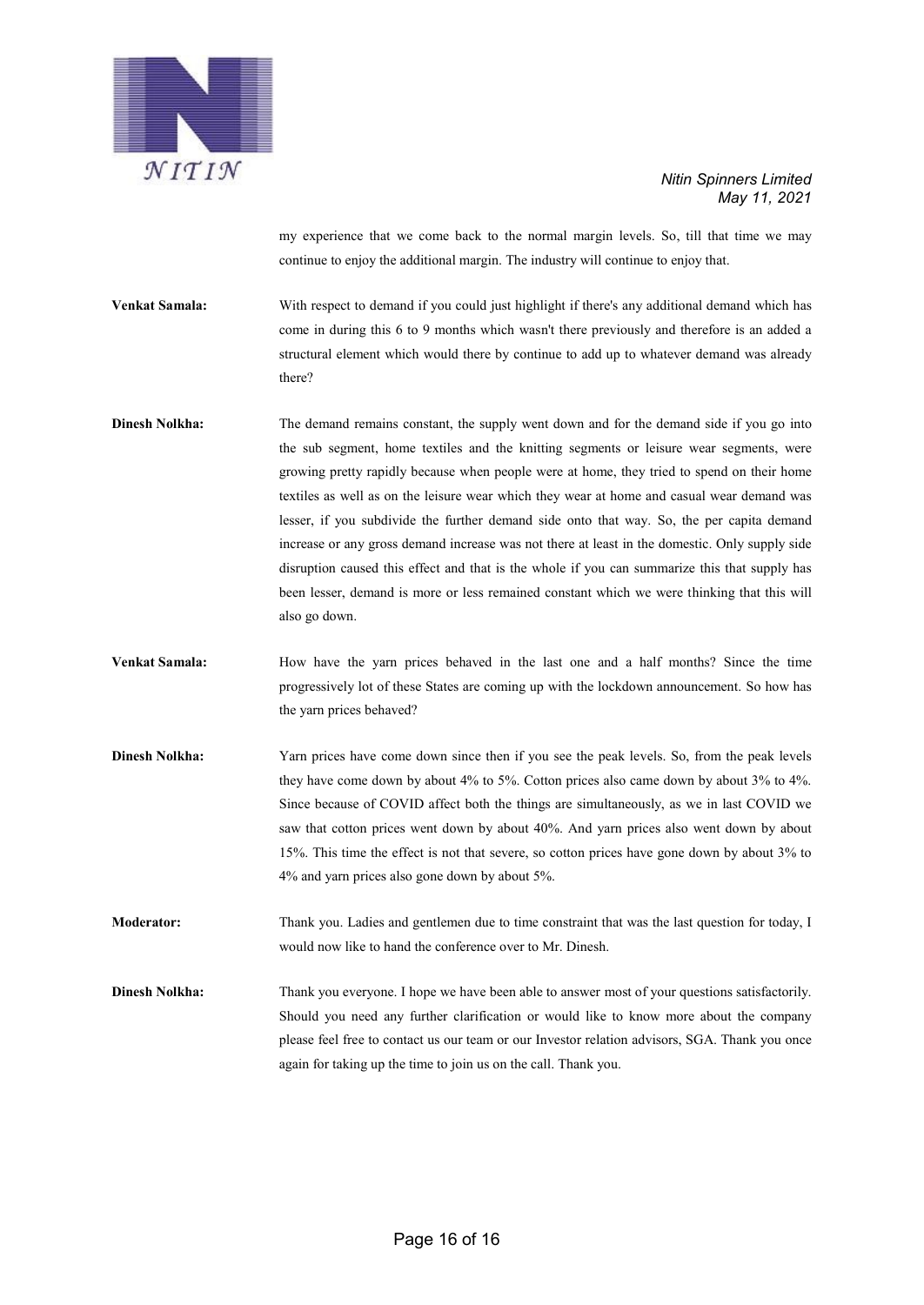my experience that we come back to the normal margin levels. So, till that time we may continue to enjoy the additional margin. The industry will continue to enjoy that.

**Venkat Samala:** With respect to demand if you could just highlight if there's any additional demand which has come in during this 6 to 9 months which wasn't there previously and therefore is an added a structural element which would there by continue to add up to whatever demand was already there?

**Dinesh Nolkha:** The demand remains constant, the supply went down and for the demand side if you go into the sub segment, home textiles and the knitting segments or leisure wear segments, were growing pretty rapidly because when people were at home, they tried to spend on their home textiles as well as on the leisure wear which they wear at home and casual wear demand was lesser, if you subdivide the further demand side onto that way. So, the per capita demand increase or any gross demand increase was not there at least in the domestic. Only supply side disruption caused this effect and that is the whole if you can summarize this that supply has been lesser, demand is more or less remained constant which we were thinking that this will also go down.

**Venkat Samala:** How have the yarn prices behaved in the last one and a half months? Since the time progressively lot of these States are coming up with the lockdown announcement. So how has the yarn prices behaved?

**Dinesh Nolkha:** Yarn prices have come down since then if you see the peak levels. So, from the peak levels they have come down by about 4% to 5%. Cotton prices also came down by about 3% to 4%. Since because of COVID affect both the things are simultaneously, as we in last COVID we saw that cotton prices went down by about 40%. And yarn prices also went down by about 15%. This time the effect is not that severe, so cotton prices have gone down by about 3% to 4% and yarn prices also gone down by about 5%.

**Moderator:** Thank you. Ladies and gentlemen due to time constraint that was the last question for today, I would now like to hand the conference over to Mr. Dinesh.

**Dinesh Nolkha:** Thank you everyone. I hope we have been able to answer most of your questions satisfactorily. Should you need any further clarification or would like to know more about the company please feel free to contact us our team or our Investor relation advisors, SGA. Thank you once again for taking up the time to join us on the call. Thank you.